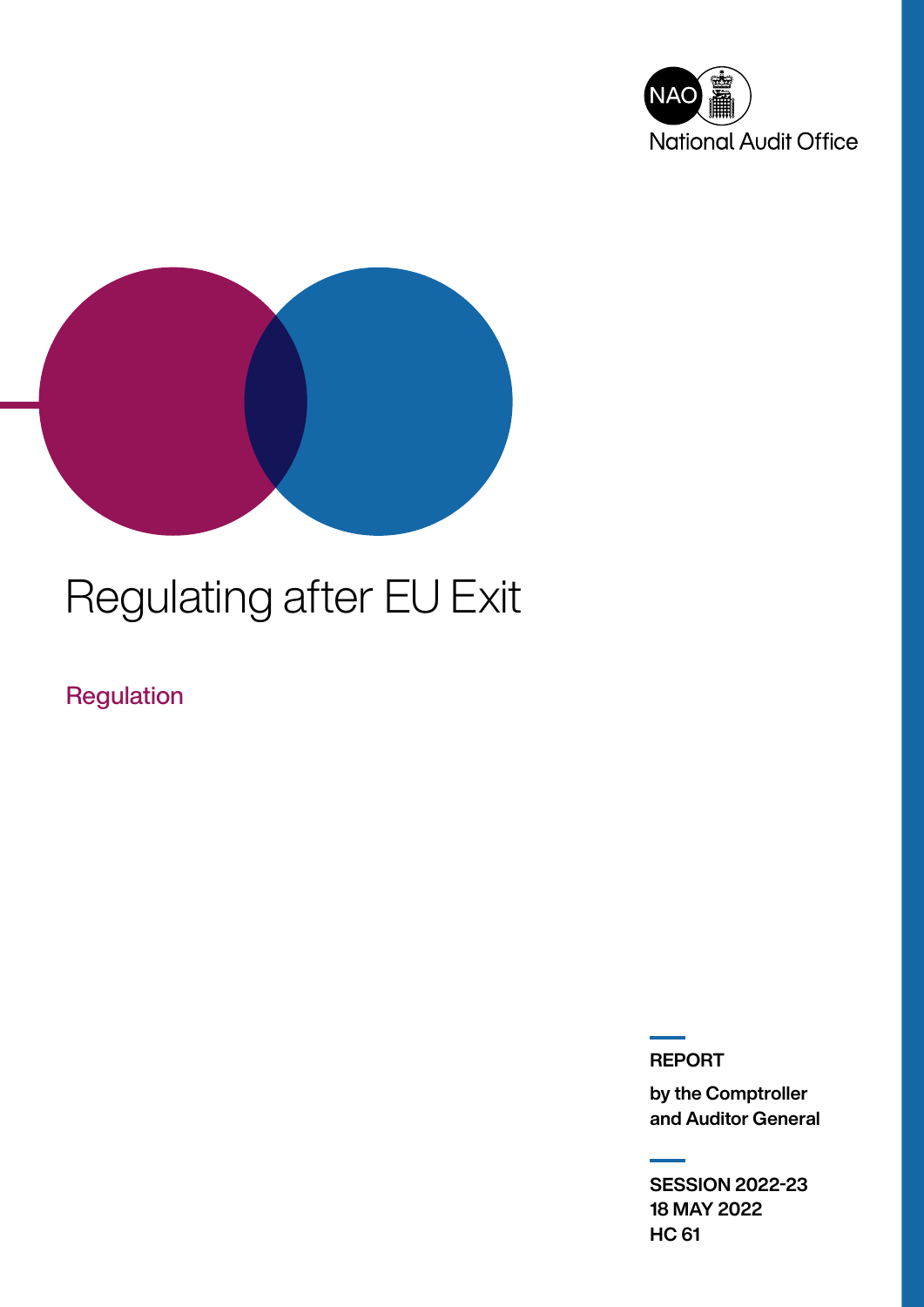NAO

National Audit Office

# Regulating after EU Exit

Regulation

**REPORT**

**by the Comptroller and Auditor General**

**SESSION 2022-23**
**18 MAY 2022**
**HC 61**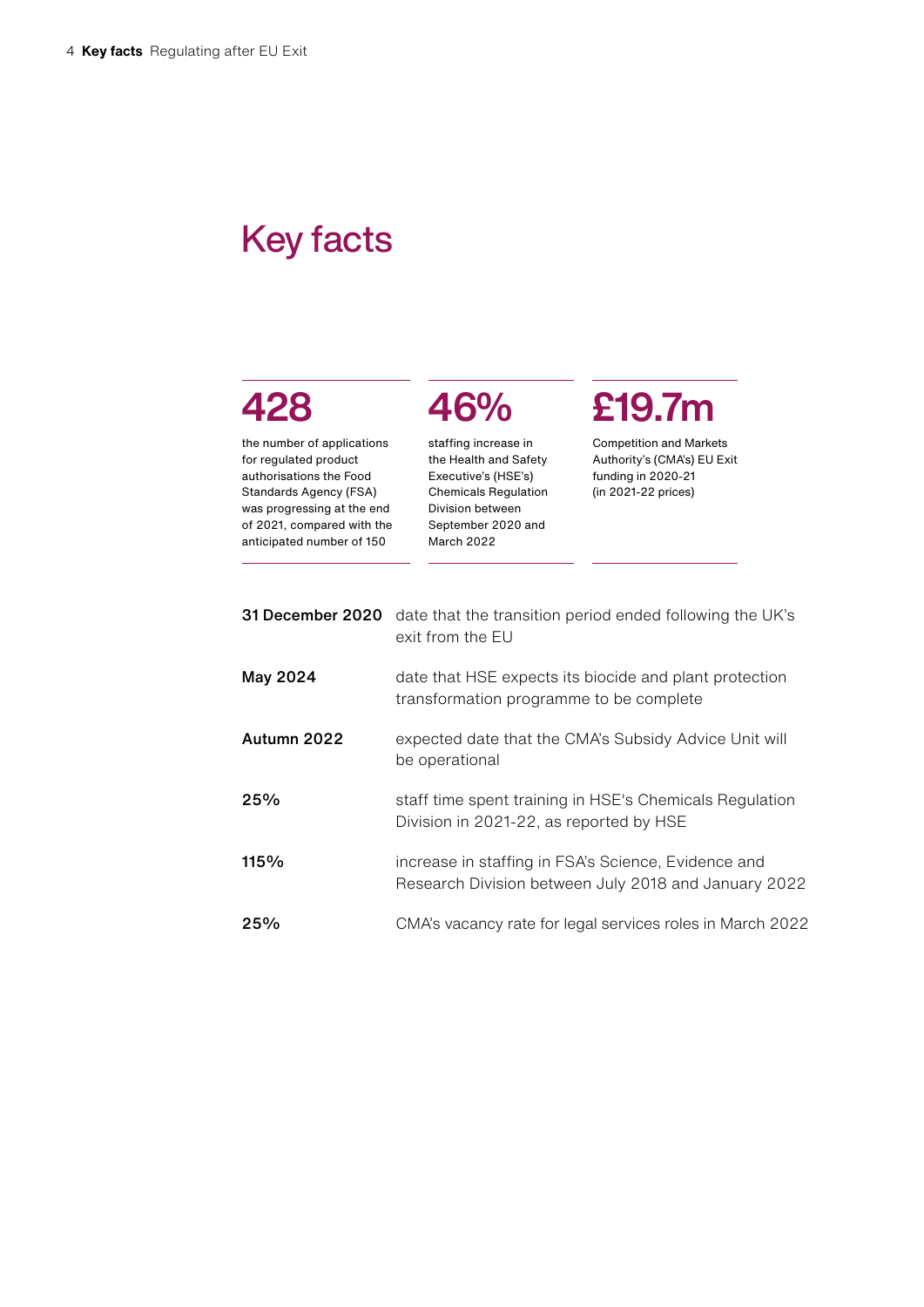# Key facts

**428**

the number of applications for regulated product authorisations the Food Standards Agency (FSA) was progressing at the end of 2021, compared with the anticipated number of 150

**46%**

staffing increase in the Health and Safety Executive's (HSE's) Chemicals Regulation Division between September 2020 and March 2022

**£19.7m**

Competition and Markets Authority's (CMA's) EU Exit funding in 2020-21 (in 2021-22 prices)

| | |
|---|---|
| **31 December 2020** | date that the transition period ended following the UK's exit from the EU |
| **May 2024** | date that HSE expects its biocide and plant protection transformation programme to be complete |
| **Autumn 2022** | expected date that the CMA's Subsidy Advice Unit will be operational |
| **25%** | staff time spent training in HSE's Chemicals Regulation Division in 2021-22, as reported by HSE |
| **115%** | increase in staffing in FSA's Science, Evidence and Research Division between July 2018 and January 2022 |
| **25%** | CMA's vacancy rate for legal services roles in March 2022 |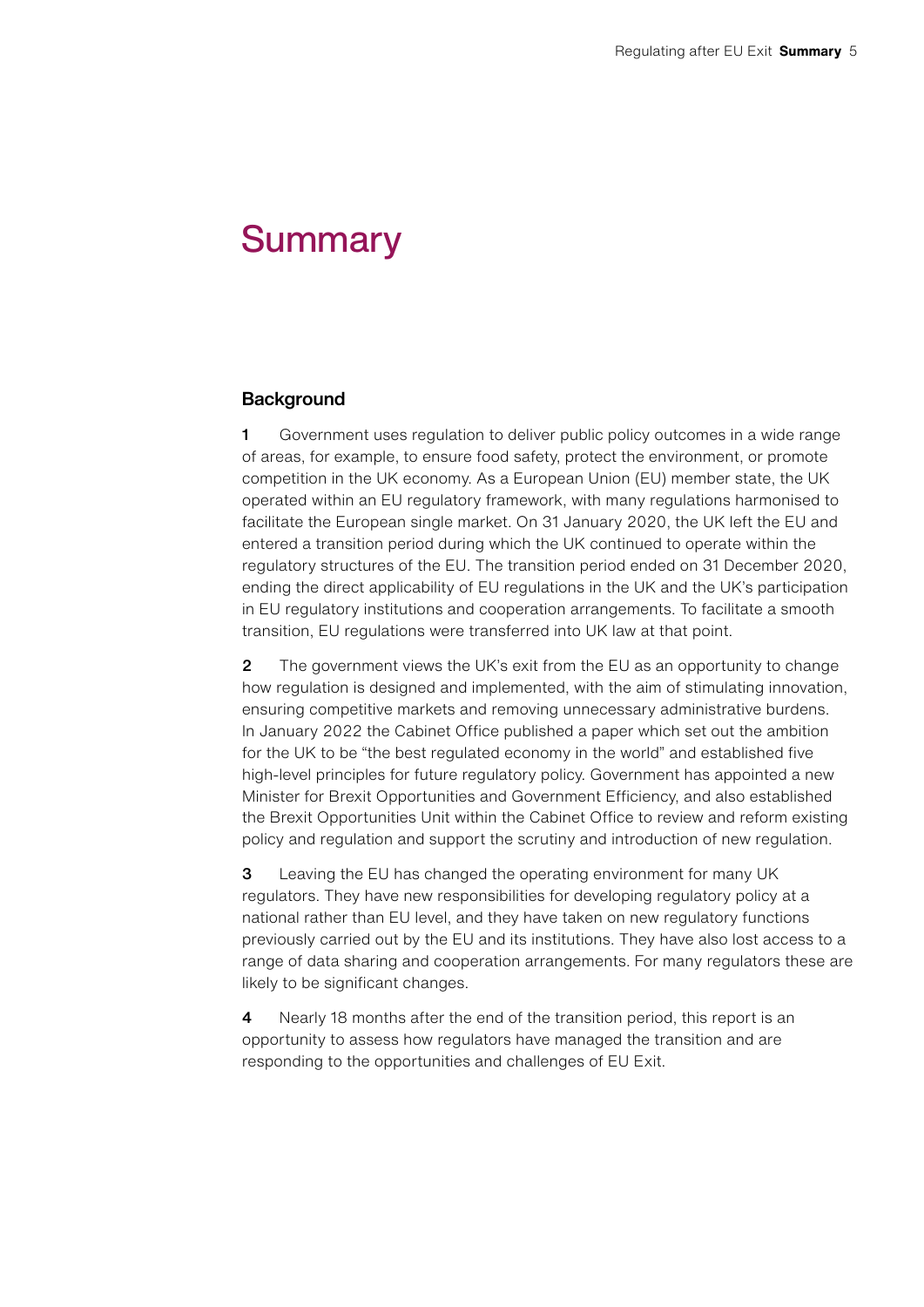# Summary

## Background

**1** Government uses regulation to deliver public policy outcomes in a wide range of areas, for example, to ensure food safety, protect the environment, or promote competition in the UK economy. As a European Union (EU) member state, the UK operated within an EU regulatory framework, with many regulations harmonised to facilitate the European single market. On 31 January 2020, the UK left the EU and entered a transition period during which the UK continued to operate within the regulatory structures of the EU. The transition period ended on 31 December 2020, ending the direct applicability of EU regulations in the UK and the UK's participation in EU regulatory institutions and cooperation arrangements. To facilitate a smooth transition, EU regulations were transferred into UK law at that point.

**2** The government views the UK's exit from the EU as an opportunity to change how regulation is designed and implemented, with the aim of stimulating innovation, ensuring competitive markets and removing unnecessary administrative burdens. In January 2022 the Cabinet Office published a paper which set out the ambition for the UK to be "the best regulated economy in the world" and established five high-level principles for future regulatory policy. Government has appointed a new Minister for Brexit Opportunities and Government Efficiency, and also established the Brexit Opportunities Unit within the Cabinet Office to review and reform existing policy and regulation and support the scrutiny and introduction of new regulation.

**3** Leaving the EU has changed the operating environment for many UK regulators. They have new responsibilities for developing regulatory policy at a national rather than EU level, and they have taken on new regulatory functions previously carried out by the EU and its institutions. They have also lost access to a range of data sharing and cooperation arrangements. For many regulators these are likely to be significant changes.

**4** Nearly 18 months after the end of the transition period, this report is an opportunity to assess how regulators have managed the transition and are responding to the opportunities and challenges of EU Exit.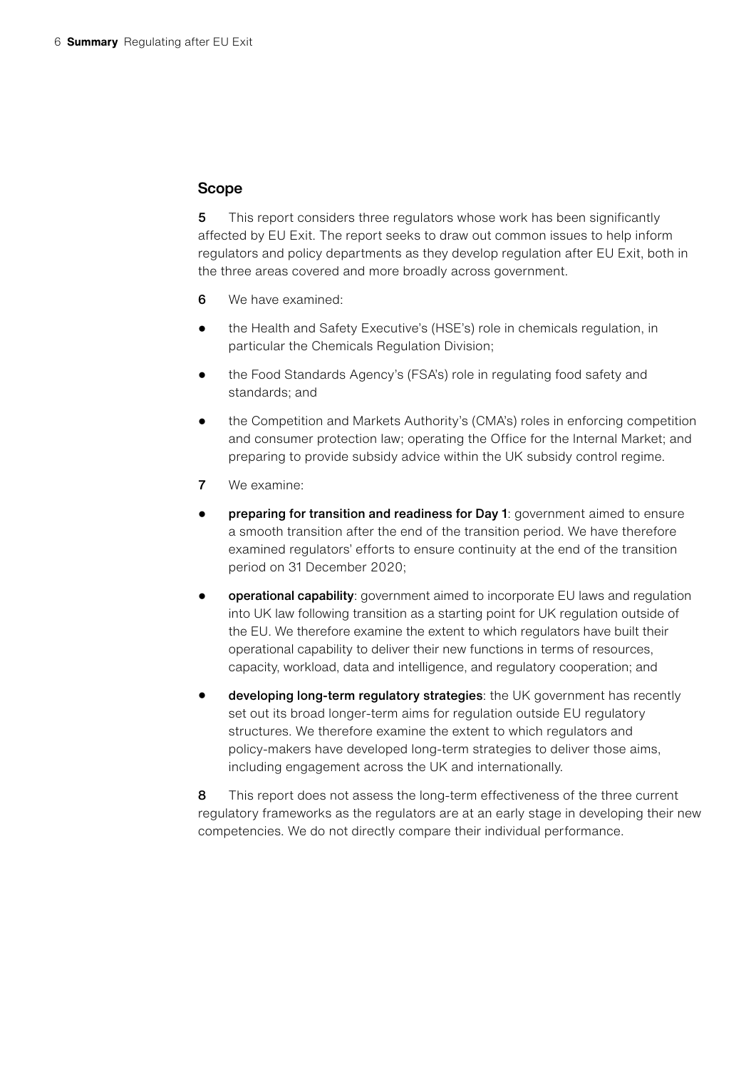## Scope

**5** This report considers three regulators whose work has been significantly affected by EU Exit. The report seeks to draw out common issues to help inform regulators and policy departments as they develop regulation after EU Exit, both in the three areas covered and more broadly across government.

**6** We have examined:

- the Health and Safety Executive's (HSE's) role in chemicals regulation, in particular the Chemicals Regulation Division;
- the Food Standards Agency's (FSA's) role in regulating food safety and standards; and
- the Competition and Markets Authority's (CMA's) roles in enforcing competition and consumer protection law; operating the Office for the Internal Market; and preparing to provide subsidy advice within the UK subsidy control regime.

**7** We examine:

- **preparing for transition and readiness for Day 1**: government aimed to ensure a smooth transition after the end of the transition period. We have therefore examined regulators' efforts to ensure continuity at the end of the transition period on 31 December 2020;
- **operational capability**: government aimed to incorporate EU laws and regulation into UK law following transition as a starting point for UK regulation outside of the EU. We therefore examine the extent to which regulators have built their operational capability to deliver their new functions in terms of resources, capacity, workload, data and intelligence, and regulatory cooperation; and
- **developing long-term regulatory strategies**: the UK government has recently set out its broad longer-term aims for regulation outside EU regulatory structures. We therefore examine the extent to which regulators and policy-makers have developed long-term strategies to deliver those aims, including engagement across the UK and internationally.

**8** This report does not assess the long-term effectiveness of the three current regulatory frameworks as the regulators are at an early stage in developing their new competencies. We do not directly compare their individual performance.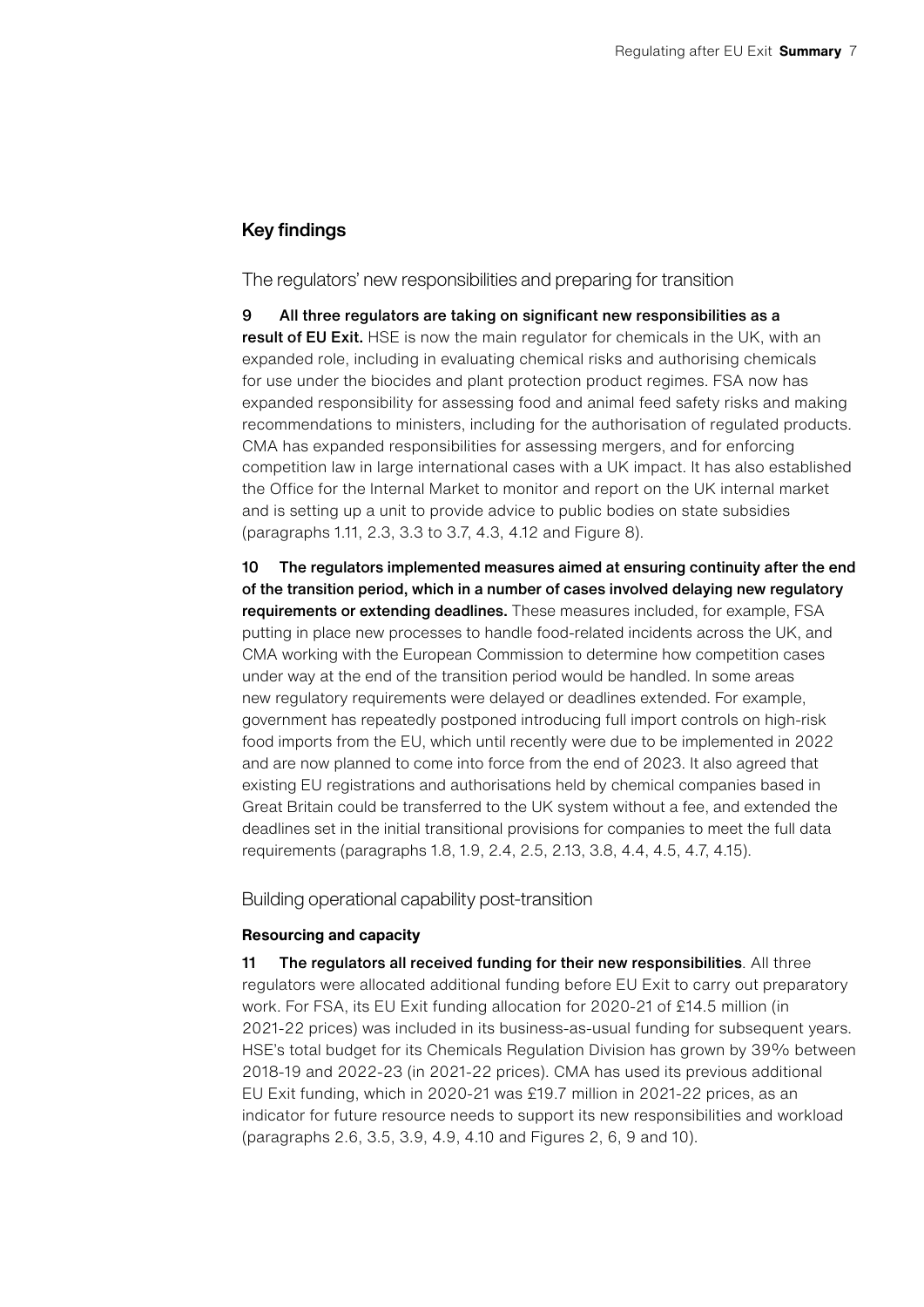## Key findings

### The regulators' new responsibilities and preparing for transition

9 **All three regulators are taking on significant new responsibilities as a result of EU Exit.** HSE is now the main regulator for chemicals in the UK, with an expanded role, including in evaluating chemical risks and authorising chemicals for use under the biocides and plant protection product regimes. FSA now has expanded responsibility for assessing food and animal feed safety risks and making recommendations to ministers, including for the authorisation of regulated products. CMA has expanded responsibilities for assessing mergers, and for enforcing competition law in large international cases with a UK impact. It has also established the Office for the Internal Market to monitor and report on the UK internal market and is setting up a unit to provide advice to public bodies on state subsidies (paragraphs 1.11, 2.3, 3.3 to 3.7, 4.3, 4.12 and Figure 8).

10 **The regulators implemented measures aimed at ensuring continuity after the end of the transition period, which in a number of cases involved delaying new regulatory requirements or extending deadlines.** These measures included, for example, FSA putting in place new processes to handle food-related incidents across the UK, and CMA working with the European Commission to determine how competition cases under way at the end of the transition period would be handled. In some areas new regulatory requirements were delayed or deadlines extended. For example, government has repeatedly postponed introducing full import controls on high-risk food imports from the EU, which until recently were due to be implemented in 2022 and are now planned to come into force from the end of 2023. It also agreed that existing EU registrations and authorisations held by chemical companies based in Great Britain could be transferred to the UK system without a fee, and extended the deadlines set in the initial transitional provisions for companies to meet the full data requirements (paragraphs 1.8, 1.9, 2.4, 2.5, 2.13, 3.8, 4.4, 4.5, 4.7, 4.15).

### Building operational capability post-transition

#### Resourcing and capacity

11 **The regulators all received funding for their new responsibilities**. All three regulators were allocated additional funding before EU Exit to carry out preparatory work. For FSA, its EU Exit funding allocation for 2020-21 of £14.5 million (in 2021-22 prices) was included in its business-as-usual funding for subsequent years. HSE's total budget for its Chemicals Regulation Division has grown by 39% between 2018-19 and 2022-23 (in 2021-22 prices). CMA has used its previous additional EU Exit funding, which in 2020-21 was £19.7 million in 2021-22 prices, as an indicator for future resource needs to support its new responsibilities and workload (paragraphs 2.6, 3.5, 3.9, 4.9, 4.10 and Figures 2, 6, 9 and 10).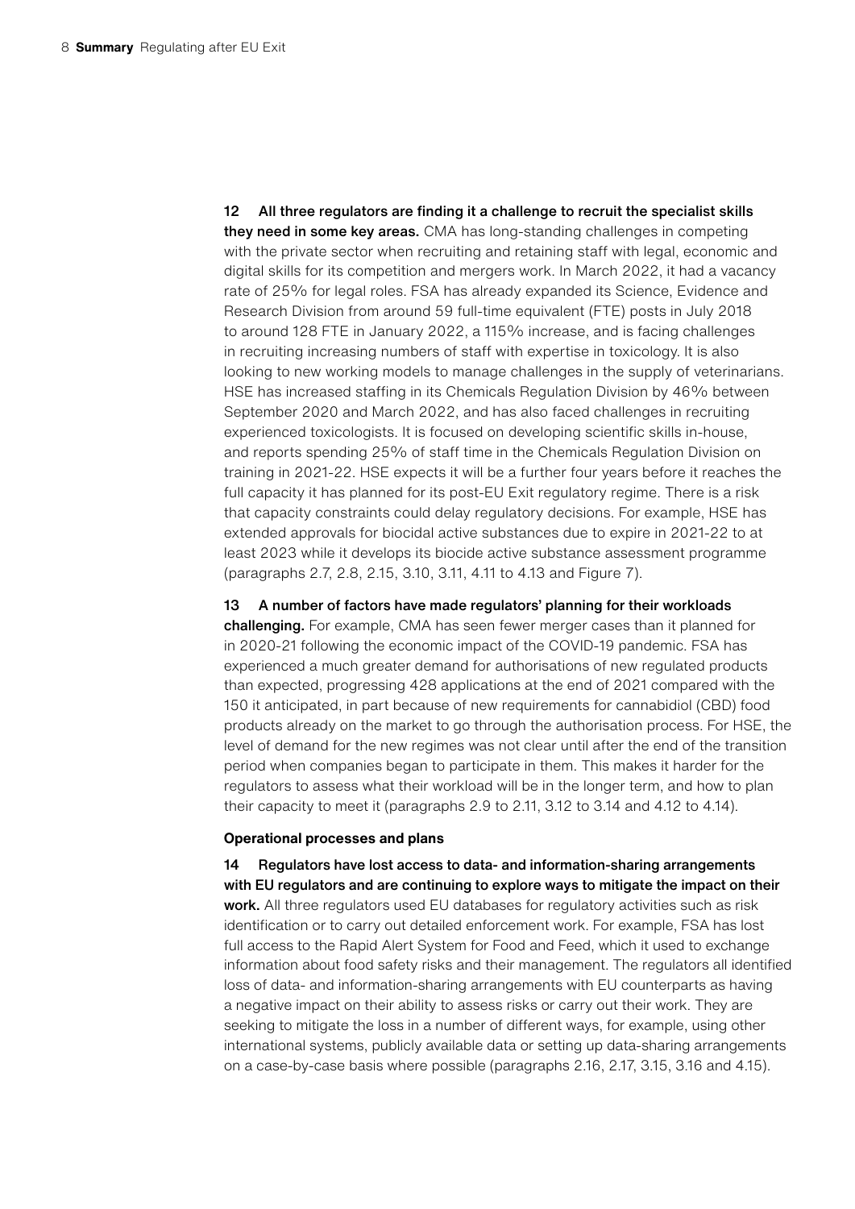**12 All three regulators are finding it a challenge to recruit the specialist skills they need in some key areas.** CMA has long-standing challenges in competing with the private sector when recruiting and retaining staff with legal, economic and digital skills for its competition and mergers work. In March 2022, it had a vacancy rate of 25% for legal roles. FSA has already expanded its Science, Evidence and Research Division from around 59 full-time equivalent (FTE) posts in July 2018 to around 128 FTE in January 2022, a 115% increase, and is facing challenges in recruiting increasing numbers of staff with expertise in toxicology. It is also looking to new working models to manage challenges in the supply of veterinarians. HSE has increased staffing in its Chemicals Regulation Division by 46% between September 2020 and March 2022, and has also faced challenges in recruiting experienced toxicologists. It is focused on developing scientific skills in-house, and reports spending 25% of staff time in the Chemicals Regulation Division on training in 2021-22. HSE expects it will be a further four years before it reaches the full capacity it has planned for its post-EU Exit regulatory regime. There is a risk that capacity constraints could delay regulatory decisions. For example, HSE has extended approvals for biocidal active substances due to expire in 2021-22 to at least 2023 while it develops its biocide active substance assessment programme (paragraphs 2.7, 2.8, 2.15, 3.10, 3.11, 4.11 to 4.13 and Figure 7).

**13 A number of factors have made regulators' planning for their workloads challenging.** For example, CMA has seen fewer merger cases than it planned for in 2020-21 following the economic impact of the COVID-19 pandemic. FSA has experienced a much greater demand for authorisations of new regulated products than expected, progressing 428 applications at the end of 2021 compared with the 150 it anticipated, in part because of new requirements for cannabidiol (CBD) food products already on the market to go through the authorisation process. For HSE, the level of demand for the new regimes was not clear until after the end of the transition period when companies began to participate in them. This makes it harder for the regulators to assess what their workload will be in the longer term, and how to plan their capacity to meet it (paragraphs 2.9 to 2.11, 3.12 to 3.14 and 4.12 to 4.14).

### Operational processes and plans

**14 Regulators have lost access to data- and information-sharing arrangements with EU regulators and are continuing to explore ways to mitigate the impact on their work.** All three regulators used EU databases for regulatory activities such as risk identification or to carry out detailed enforcement work. For example, FSA has lost full access to the Rapid Alert System for Food and Feed, which it used to exchange information about food safety risks and their management. The regulators all identified loss of data- and information-sharing arrangements with EU counterparts as having a negative impact on their ability to assess risks or carry out their work. They are seeking to mitigate the loss in a number of different ways, for example, using other international systems, publicly available data or setting up data-sharing arrangements on a case-by-case basis where possible (paragraphs 2.16, 2.17, 3.15, 3.16 and 4.15).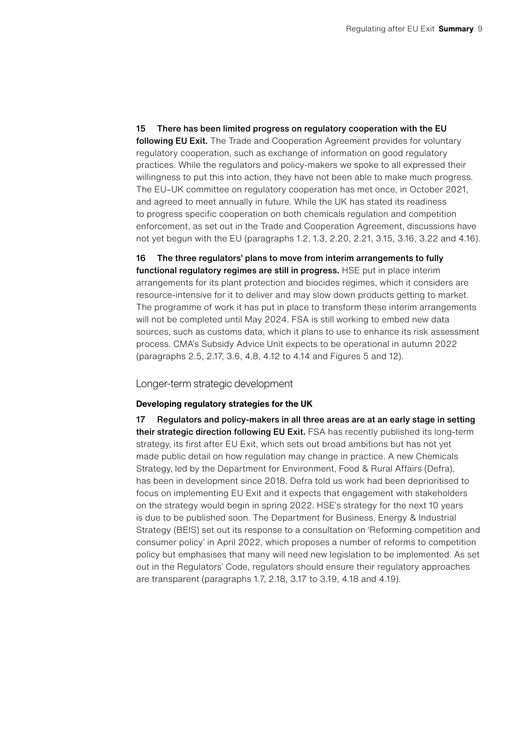**15 There has been limited progress on regulatory cooperation with the EU following EU Exit.** The Trade and Cooperation Agreement provides for voluntary regulatory cooperation, such as exchange of information on good regulatory practices. While the regulators and policy-makers we spoke to all expressed their willingness to put this into action, they have not been able to make much progress. The EU–UK committee on regulatory cooperation has met once, in October 2021, and agreed to meet annually in future. While the UK has stated its readiness to progress specific cooperation on both chemicals regulation and competition enforcement, as set out in the Trade and Cooperation Agreement, discussions have not yet begun with the EU (paragraphs 1.2, 1.3, 2.20, 2.21, 3.15, 3.16, 3.22 and 4.16).

**16 The three regulators' plans to move from interim arrangements to fully functional regulatory regimes are still in progress.** HSE put in place interim arrangements for its plant protection and biocides regimes, which it considers are resource-intensive for it to deliver and may slow down products getting to market. The programme of work it has put in place to transform these interim arrangements will not be completed until May 2024. FSA is still working to embed new data sources, such as customs data, which it plans to use to enhance its risk assessment process. CMA's Subsidy Advice Unit expects to be operational in autumn 2022 (paragraphs 2.5, 2.17, 3.6, 4.8, 4.12 to 4.14 and Figures 5 and 12).

## Longer-term strategic development

### Developing regulatory strategies for the UK

**17 Regulators and policy-makers in all three areas are at an early stage in setting their strategic direction following EU Exit.** FSA has recently published its long-term strategy, its first after EU Exit, which sets out broad ambitions but has not yet made public detail on how regulation may change in practice. A new Chemicals Strategy, led by the Department for Environment, Food & Rural Affairs (Defra), has been in development since 2018. Defra told us work had been deprioritised to focus on implementing EU Exit and it expects that engagement with stakeholders on the strategy would begin in spring 2022. HSE's strategy for the next 10 years is due to be published soon. The Department for Business, Energy & Industrial Strategy (BEIS) set out its response to a consultation on 'Reforming competition and consumer policy' in April 2022, which proposes a number of reforms to competition policy but emphasises that many will need new legislation to be implemented. As set out in the Regulators' Code, regulators should ensure their regulatory approaches are transparent (paragraphs 1.7, 2.18, 3.17 to 3.19, 4.18 and 4.19).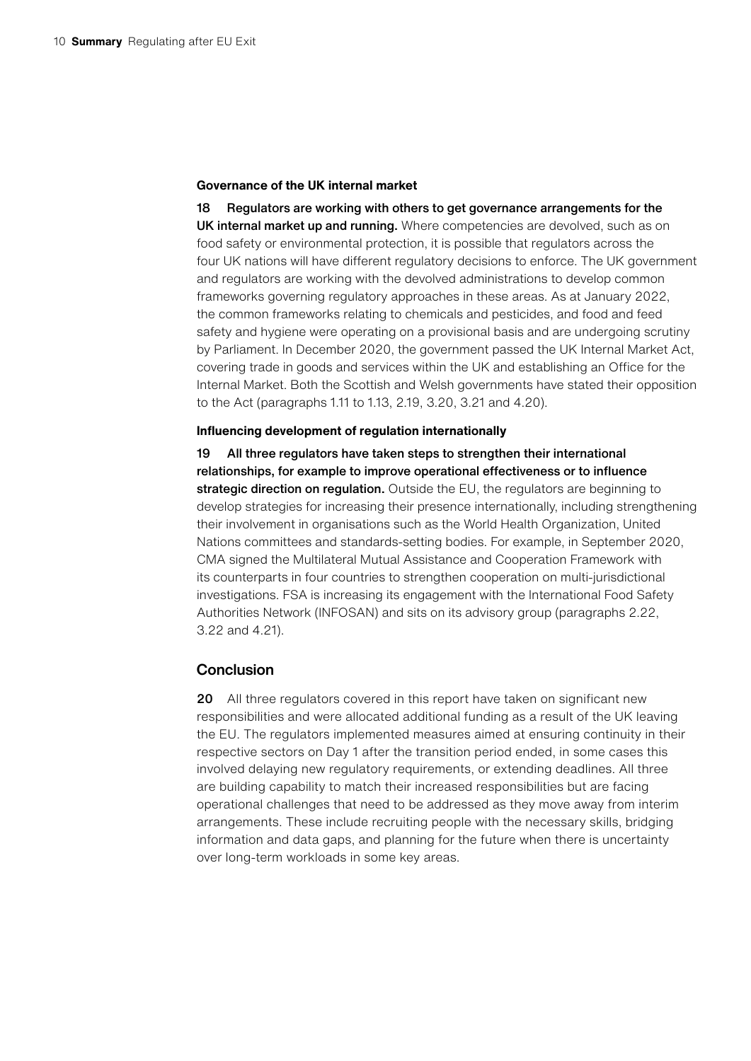### Governance of the UK internal market

18 **Regulators are working with others to get governance arrangements for the UK internal market up and running.** Where competencies are devolved, such as on food safety or environmental protection, it is possible that regulators across the four UK nations will have different regulatory decisions to enforce. The UK government and regulators are working with the devolved administrations to develop common frameworks governing regulatory approaches in these areas. As at January 2022, the common frameworks relating to chemicals and pesticides, and food and feed safety and hygiene were operating on a provisional basis and are undergoing scrutiny by Parliament. In December 2020, the government passed the UK Internal Market Act, covering trade in goods and services within the UK and establishing an Office for the Internal Market. Both the Scottish and Welsh governments have stated their opposition to the Act (paragraphs 1.11 to 1.13, 2.19, 3.20, 3.21 and 4.20).

### Influencing development of regulation internationally

19 **All three regulators have taken steps to strengthen their international relationships, for example to improve operational effectiveness or to influence strategic direction on regulation.** Outside the EU, the regulators are beginning to develop strategies for increasing their presence internationally, including strengthening their involvement in organisations such as the World Health Organization, United Nations committees and standards-setting bodies. For example, in September 2020, CMA signed the Multilateral Mutual Assistance and Cooperation Framework with its counterparts in four countries to strengthen cooperation on multi-jurisdictional investigations. FSA is increasing its engagement with the International Food Safety Authorities Network (INFOSAN) and sits on its advisory group (paragraphs 2.22, 3.22 and 4.21).

## Conclusion

20 All three regulators covered in this report have taken on significant new responsibilities and were allocated additional funding as a result of the UK leaving the EU. The regulators implemented measures aimed at ensuring continuity in their respective sectors on Day 1 after the transition period ended, in some cases this involved delaying new regulatory requirements, or extending deadlines. All three are building capability to match their increased responsibilities but are facing operational challenges that need to be addressed as they move away from interim arrangements. These include recruiting people with the necessary skills, bridging information and data gaps, and planning for the future when there is uncertainty over long-term workloads in some key areas.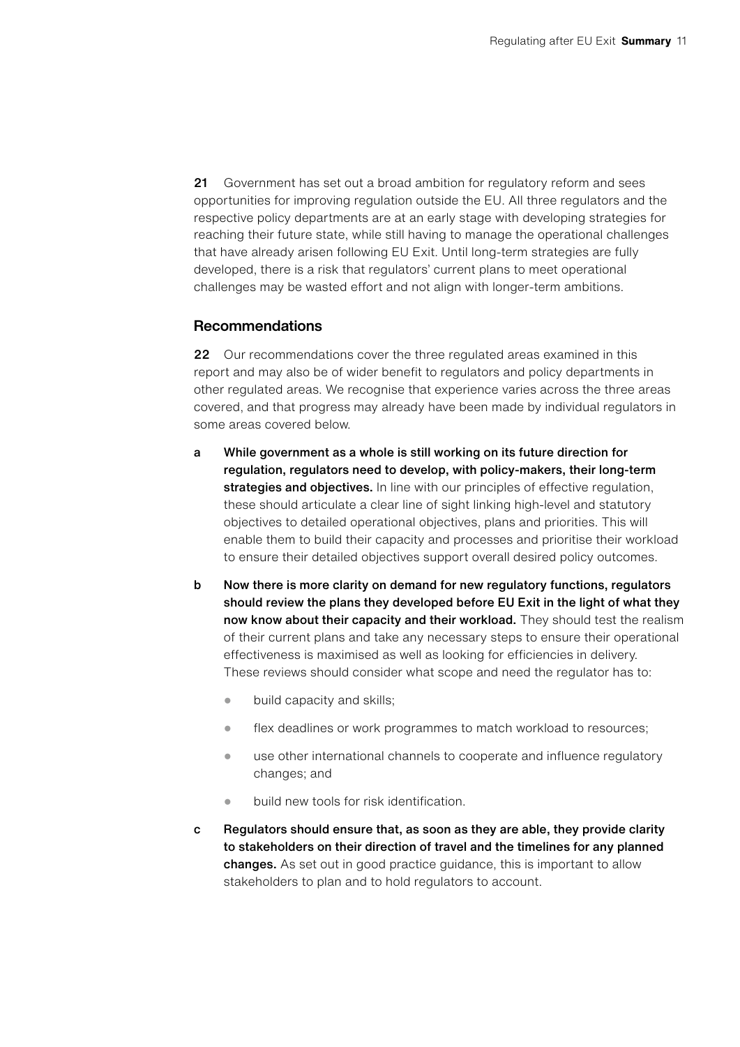**21** Government has set out a broad ambition for regulatory reform and sees opportunities for improving regulation outside the EU. All three regulators and the respective policy departments are at an early stage with developing strategies for reaching their future state, while still having to manage the operational challenges that have already arisen following EU Exit. Until long-term strategies are fully developed, there is a risk that regulators' current plans to meet operational challenges may be wasted effort and not align with longer-term ambitions.

## Recommendations

**22** Our recommendations cover the three regulated areas examined in this report and may also be of wider benefit to regulators and policy departments in other regulated areas. We recognise that experience varies across the three areas covered, and that progress may already have been made by individual regulators in some areas covered below.

a **While government as a whole is still working on its future direction for regulation, regulators need to develop, with policy-makers, their long-term strategies and objectives.** In line with our principles of effective regulation, these should articulate a clear line of sight linking high-level and statutory objectives to detailed operational objectives, plans and priorities. This will enable them to build their capacity and processes and prioritise their workload to ensure their detailed objectives support overall desired policy outcomes.

b **Now there is more clarity on demand for new regulatory functions, regulators should review the plans they developed before EU Exit in the light of what they now know about their capacity and their workload.** They should test the realism of their current plans and take any necessary steps to ensure their operational effectiveness is maximised as well as looking for efficiencies in delivery. These reviews should consider what scope and need the regulator has to:

- build capacity and skills;
- flex deadlines or work programmes to match workload to resources;
- use other international channels to cooperate and influence regulatory changes; and
- build new tools for risk identification.

c **Regulators should ensure that, as soon as they are able, they provide clarity to stakeholders on their direction of travel and the timelines for any planned changes.** As set out in good practice guidance, this is important to allow stakeholders to plan and to hold regulators to account.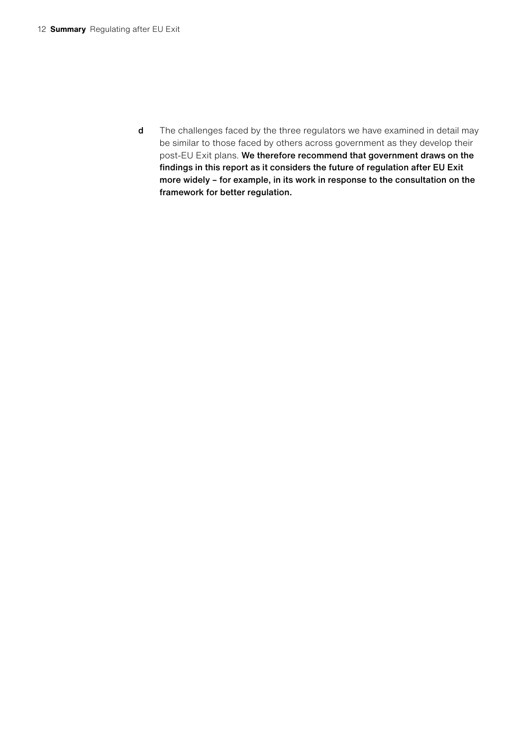d The challenges faced by the three regulators we have examined in detail may be similar to those faced by others across government as they develop their post-EU Exit plans. **We therefore recommend that government draws on the findings in this report as it considers the future of regulation after EU Exit more widely – for example, in its work in response to the consultation on the framework for better regulation.**